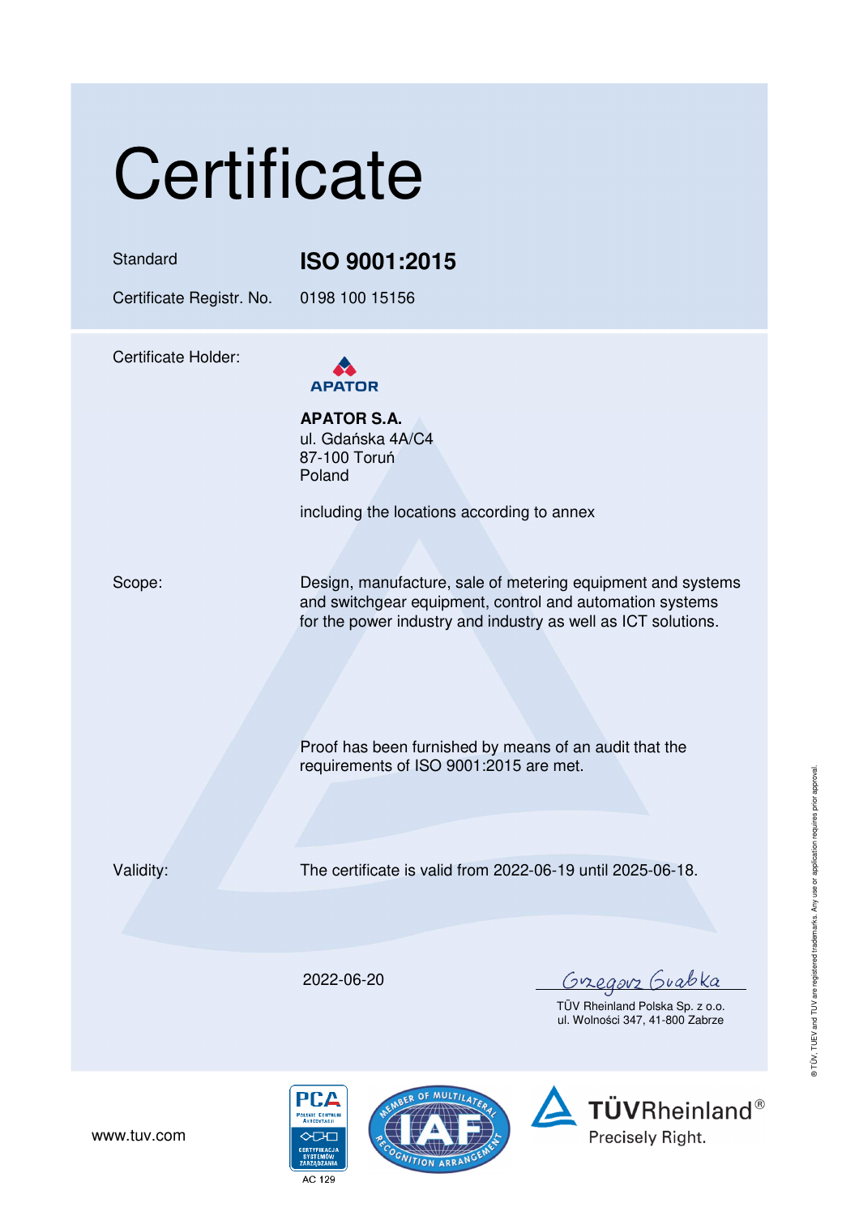# Certificate

| | |
|---|---|
| Standard | **ISO 9001:2015** |
| Certificate Registr. No. | 0198 100 15156 |

Certificate Holder:

APATOR

**APATOR S.A.**
ul. Gdańska 4A/C4
87-100 Toruń
Poland

including the locations according to annex

Scope:

Design, manufacture, sale of metering equipment and systems and switchgear equipment, control and automation systems for the power industry and industry as well as ICT solutions.

Proof has been furnished by means of an audit that the requirements of ISO 9001:2015 are met.

Validity:

The certificate is valid from 2022-06-19 until 2025-06-18.

2022-06-20

Grzegorz Grabka

TÜV Rheinland Polska Sp. z o.o.
ul. Wolności 347, 41-800 Zabrze

www.tuv.com

PCA Polskie Centrum Akredytacji — Certyfikacja Systemów Zarządzania — AC 129

IAF — Member of Multilateral Recognition Arrangement

TÜVRheinland® Precisely Right.

® TÜV, TUEV and TUV are registered trademarks. Any use or application requires prior approval.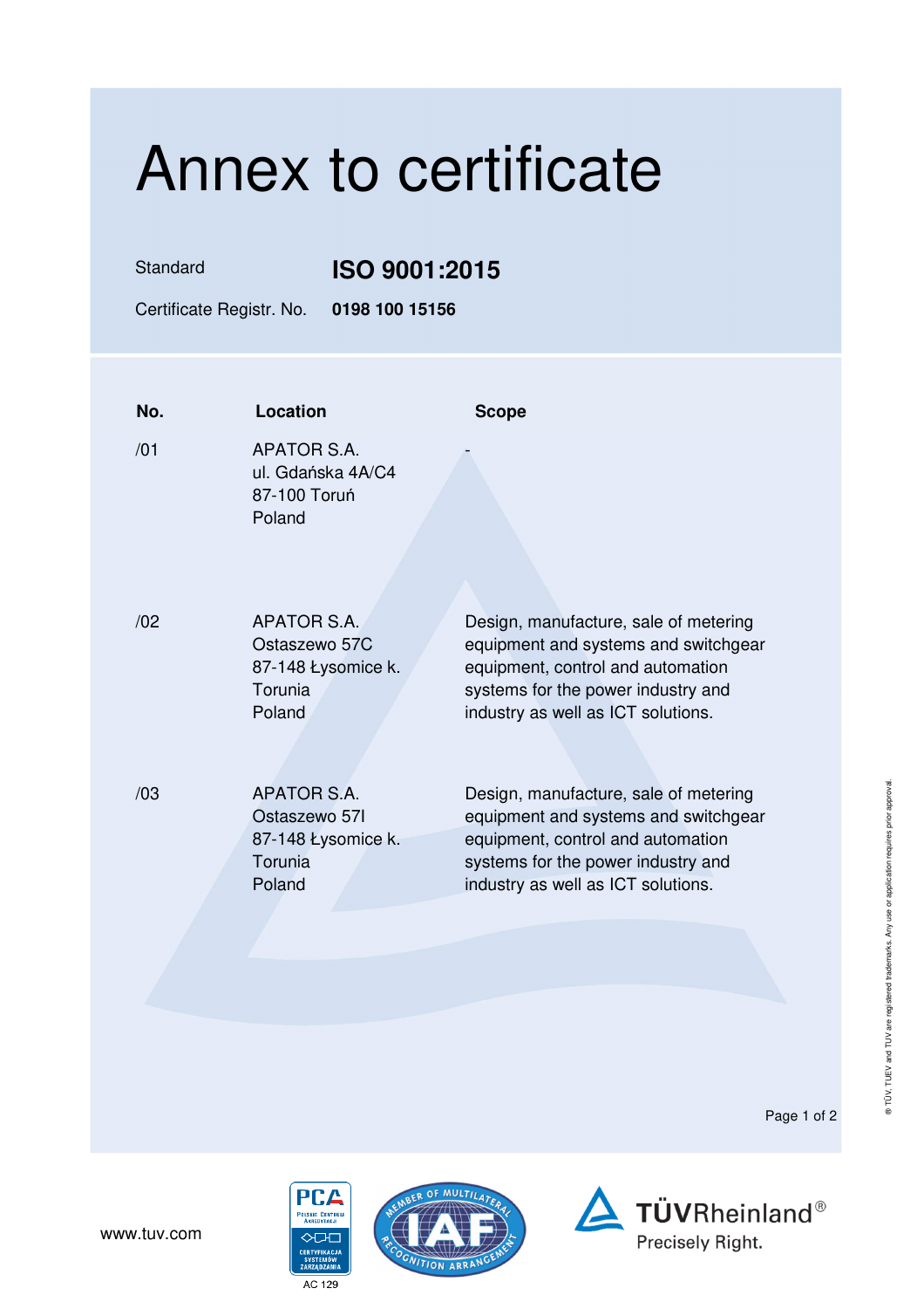# Annex to certificate

| Standard | **ISO 9001:2015** |
| --- | --- |
| Certificate Registr. No. | **0198 100 15156** |

| No. | Location | Scope |
| --- | --- | --- |
| /01 | APATOR S.A.<br>ul. Gdańska 4A/C4<br>87-100 Toruń<br>Poland | - |
| /02 | APATOR S.A.<br>Ostaszewo 57C<br>87-148 Łysomice k. Torunia<br>Poland | Design, manufacture, sale of metering equipment and systems and switchgear equipment, control and automation systems for the power industry and industry as well as ICT solutions. |
| /03 | APATOR S.A.<br>Ostaszewo 57I<br>87-148 Łysomice k. Torunia<br>Poland | Design, manufacture, sale of metering equipment and systems and switchgear equipment, control and automation systems for the power industry and industry as well as ICT solutions. |

www.tuv.com

AC 129

TÜVRheinland® Precisely Right.

® TÜV, TUEV and TUV are registered trademarks. Any use or application requires prior approval.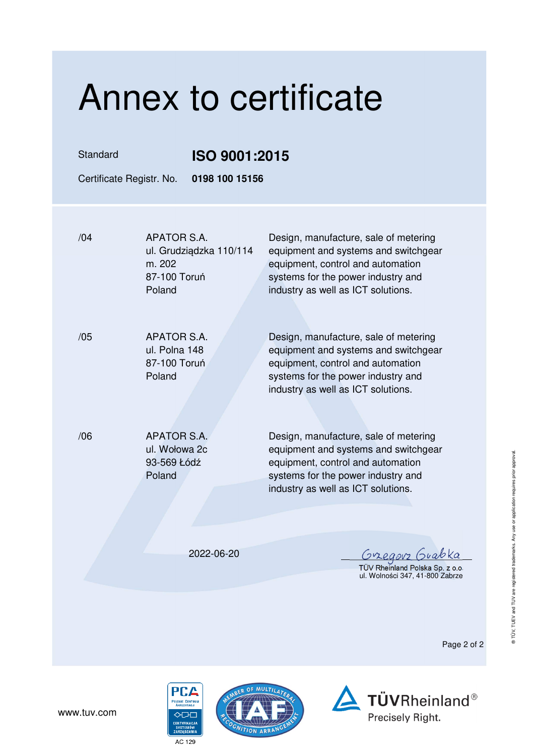# Annex to certificate

Standard **ISO 9001:2015**

Certificate Registr. No. **0198 100 15156**

| | | |
|---|---|---|
| /04 | APATOR S.A.<br>ul. Grudziądzka 110/114<br>m. 202<br>87-100 Toruń<br>Poland | Design, manufacture, sale of metering equipment and systems and switchgear equipment, control and automation systems for the power industry and industry as well as ICT solutions. |
| /05 | APATOR S.A.<br>ul. Polna 148<br>87-100 Toruń<br>Poland | Design, manufacture, sale of metering equipment and systems and switchgear equipment, control and automation systems for the power industry and industry as well as ICT solutions. |
| /06 | APATOR S.A.<br>ul. Wołowa 2c<br>93-569 Łódź<br>Poland | Design, manufacture, sale of metering equipment and systems and switchgear equipment, control and automation systems for the power industry and industry as well as ICT solutions. |

2022-06-20

Grzegorz Grabka

TÜV Rheinland Polska Sp. z o.o.
ul. Wolności 347, 41-800 Zabrze

www.tuv.com

PCA Polskie Centrum Akredytacji — Certyfikacja Systemów Zarządzania — AC 129

IAF — Member of Multilateral Recognition Arrangement

TÜVRheinland® Precisely Right.

® TÜV, TUEV and TUV are registered trademarks. Any use or application requires prior approval.